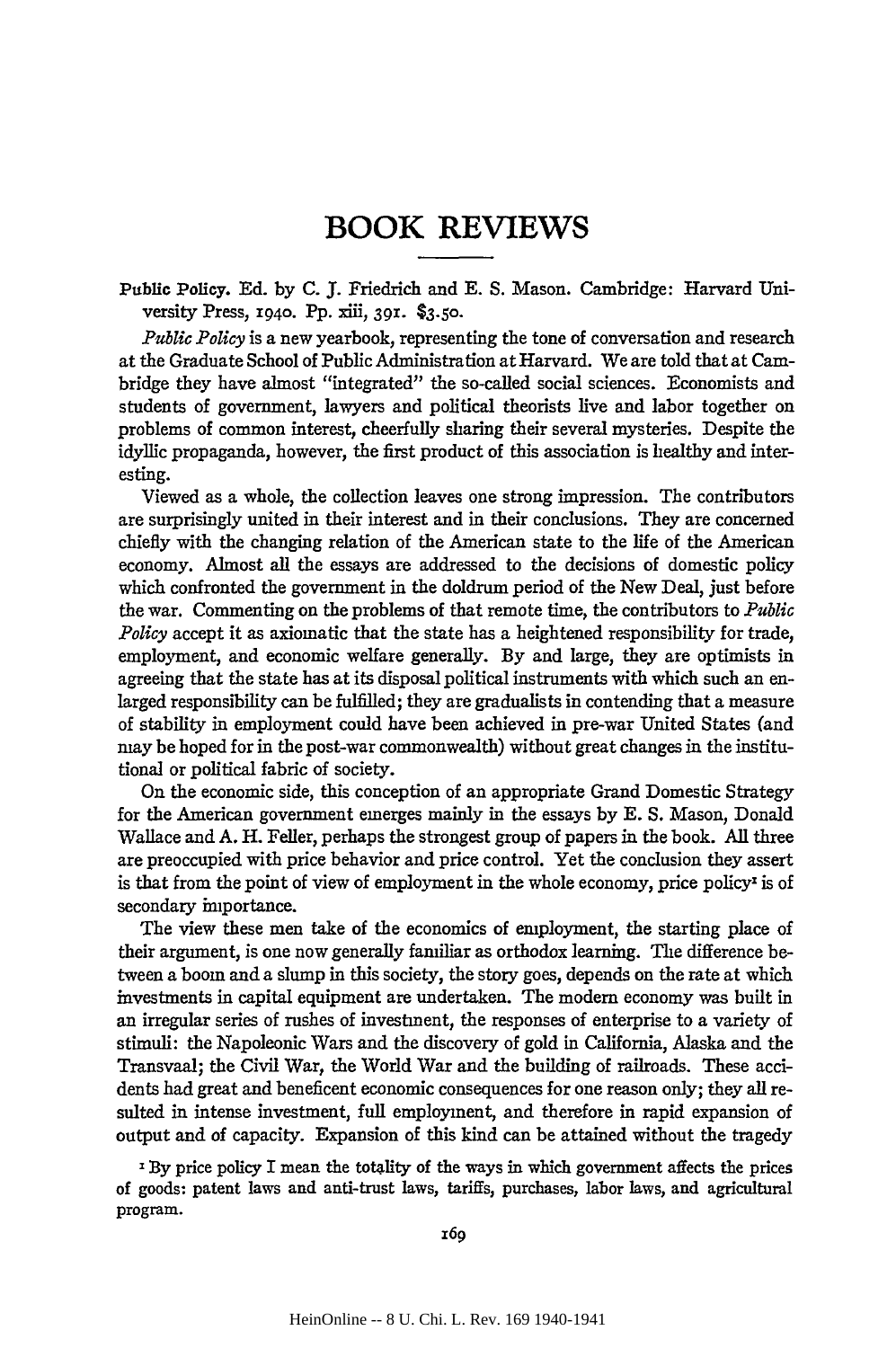# BOOK REVIEWS

**Public Policy.** Ed. by C. J. Friedrich and E. S. Mason. Cambridge: Harvard University Press, 1940. Pp. xiii, 391. $3.50.

*Public Policy* is a new yearbook, representing the tone of conversation and research at the Graduate School of Public Administration at Harvard. We are told that at Cambridge they have almost "integrated" the so-called social sciences. Economists and students of government, lawyers and political theorists live and labor together on problems of common interest, cheerfully sharing their several mysteries. Despite the idyllic propaganda, however, the first product of this association is healthy and interesting.

Viewed as a whole, the collection leaves one strong impression. The contributors are surprisingly united in their interest and in their conclusions. They are concerned chiefly with the changing relation of the American state to the life of the American economy. Almost all the essays are addressed to the decisions of domestic policy which confronted the government in the doldrum period of the New Deal, just before the war. Commenting on the problems of that remote time, the contributors to *Public Policy* accept it as axiomatic that the state has a heightened responsibility for trade, employment, and economic welfare generally. By and large, they are optimists in agreeing that the state has at its disposal political instruments with which such an enlarged responsibility can be fulfilled; they are gradualists in contending that a measure of stability in employment could have been achieved in pre-war United States (and may be hoped for in the post-war commonwealth) without great changes in the institutional or political fabric of society.

On the economic side, this conception of an appropriate Grand Domestic Strategy for the American government emerges mainly in the essays by E. S. Mason, Donald Wallace and A. H. Feller, perhaps the strongest group of papers in the book. All three are preoccupied with price behavior and price control. Yet the conclusion they assert is that from the point of view of employment in the whole economy, price policy[1] is of secondary importance.

The view these men take of the economics of employment, the starting place of their argument, is one now generally familiar as orthodox learning. The difference between a boom and a slump in this society, the story goes, depends on the rate at which investments in capital equipment are undertaken. The modern economy was built in an irregular series of rushes of investment, the responses of enterprise to a variety of stimuli: the Napoleonic Wars and the discovery of gold in California, Alaska and the Transvaal; the Civil War, the World War and the building of railroads. These accidents had great and beneficent economic consequences for one reason only; they all resulted in intense investment, full employment, and therefore in rapid expansion of output and of capacity. Expansion of this kind can be attained without the tragedy

[1] By price policy I mean the totality of the ways in which government affects the prices of goods: patent laws and anti-trust laws, tariffs, purchases, labor laws, and agricultural program.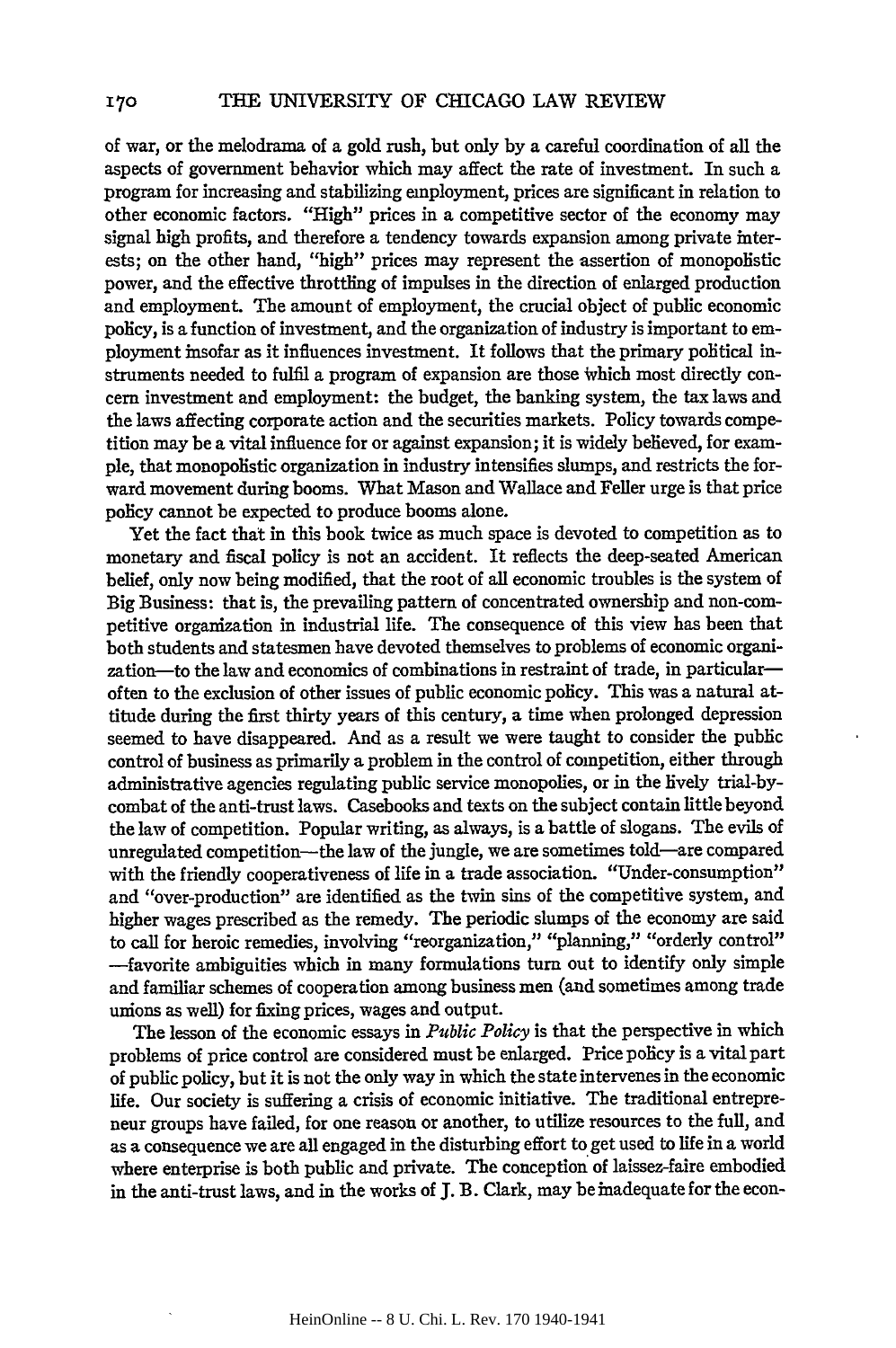of war, or the melodrama of a gold rush, but only by a careful coordination of all the aspects of government behavior which may affect the rate of investment. In such a program for increasing and stabilizing employment, prices are significant in relation to other economic factors. "High" prices in a competitive sector of the economy may signal high profits, and therefore a tendency towards expansion among private interests; on the other hand, "high" prices may represent the assertion of monopolistic power, and the effective throttling of impulses in the direction of enlarged production and employment. The amount of employment, the crucial object of public economic policy, is a function of investment, and the organization of industry is important to employment insofar as it influences investment. It follows that the primary political instruments needed to fulfil a program of expansion are those which most directly concern investment and employment: the budget, the banking system, the tax laws and the laws affecting corporate action and the securities markets. Policy towards competition may be a vital influence for or against expansion; it is widely believed, for example, that monopolistic organization in industry intensifies slumps, and restricts the forward movement during booms. What Mason and Wallace and Feller urge is that price policy cannot be expected to produce booms alone.

Yet the fact that in this book twice as much space is devoted to competition as to monetary and fiscal policy is not an accident. It reflects the deep-seated American belief, only now being modified, that the root of all economic troubles is the system of Big Business: that is, the prevailing pattern of concentrated ownership and non-competitive organization in industrial life. The consequence of this view has been that both students and statesmen have devoted themselves to problems of economic organization—to the law and economics of combinations in restraint of trade, in particular—often to the exclusion of other issues of public economic policy. This was a natural attitude during the first thirty years of this century, a time when prolonged depression seemed to have disappeared. And as a result we were taught to consider the public control of business as primarily a problem in the control of competition, either through administrative agencies regulating public service monopolies, or in the lively trial-by-combat of the anti-trust laws. Casebooks and texts on the subject contain little beyond the law of competition. Popular writing, as always, is a battle of slogans. The evils of unregulated competition—the law of the jungle, we are sometimes told—are compared with the friendly cooperativeness of life in a trade association. "Under-consumption" and "over-production" are identified as the twin sins of the competitive system, and higher wages prescribed as the remedy. The periodic slumps of the economy are said to call for heroic remedies, involving "reorganization," "planning," "orderly control" —favorite ambiguities which in many formulations turn out to identify only simple and familiar schemes of cooperation among business men (and sometimes among trade unions as well) for fixing prices, wages and output.

The lesson of the economic essays in *Public Policy* is that the perspective in which problems of price control are considered must be enlarged. Price policy is a vital part of public policy, but it is not the only way in which the state intervenes in the economic life. Our society is suffering a crisis of economic initiative. The traditional entrepreneur groups have failed, for one reason or another, to utilize resources to the full, and as a consequence we are all engaged in the disturbing effort to get used to life in a world where enterprise is both public and private. The conception of laissez-faire embodied in the anti-trust laws, and in the works of J. B. Clark, may be inadequate for the econ-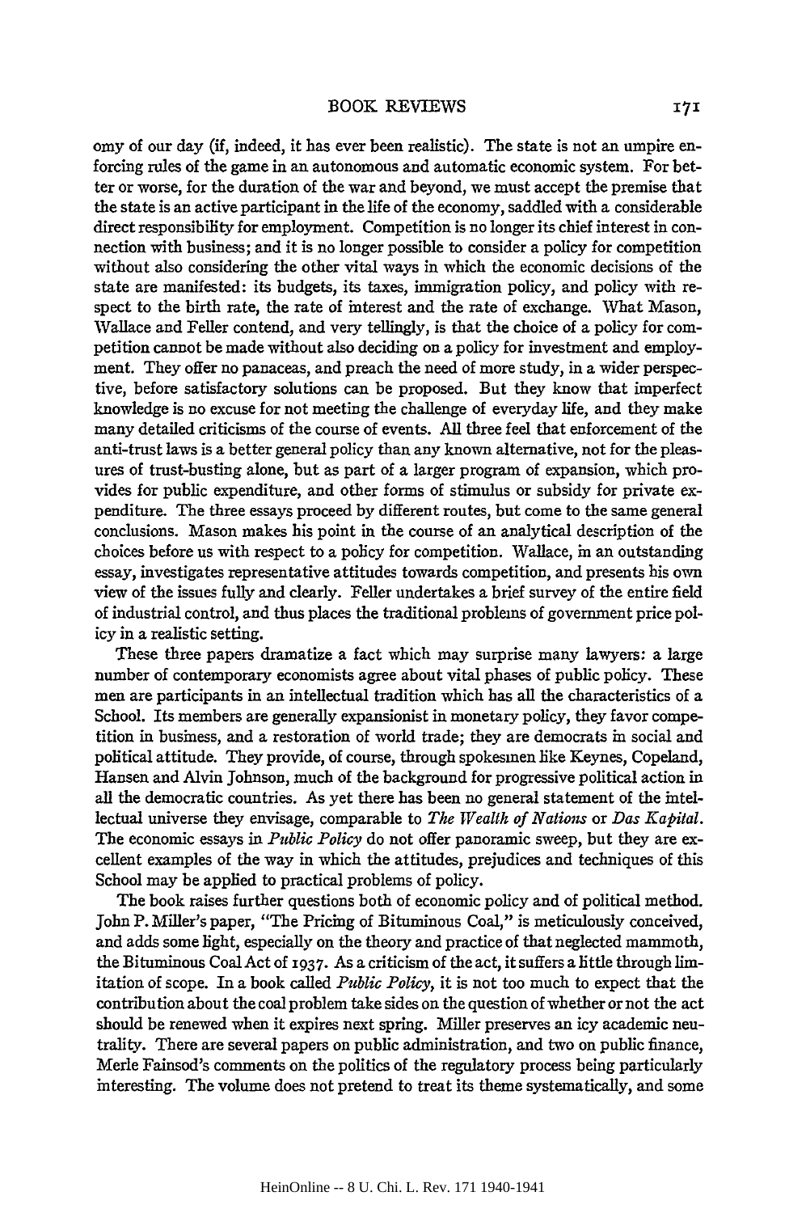omy of our day (if, indeed, it has ever been realistic). The state is not an umpire enforcing rules of the game in an autonomous and automatic economic system. For better or worse, for the duration of the war and beyond, we must accept the premise that the state is an active participant in the life of the economy, saddled with a considerable direct responsibility for employment. Competition is no longer its chief interest in connection with business; and it is no longer possible to consider a policy for competition without also considering the other vital ways in which the economic decisions of the state are manifested: its budgets, its taxes, immigration policy, and policy with respect to the birth rate, the rate of interest and the rate of exchange. What Mason, Wallace and Feller contend, and very tellingly, is that the choice of a policy for competition cannot be made without also deciding on a policy for investment and employment. They offer no panaceas, and preach the need of more study, in a wider perspective, before satisfactory solutions can be proposed. But they know that imperfect knowledge is no excuse for not meeting the challenge of everyday life, and they make many detailed criticisms of the course of events. All three feel that enforcement of the anti-trust laws is a better general policy than any known alternative, not for the pleasures of trust-busting alone, but as part of a larger program of expansion, which provides for public expenditure, and other forms of stimulus or subsidy for private expenditure. The three essays proceed by different routes, but come to the same general conclusions. Mason makes his point in the course of an analytical description of the choices before us with respect to a policy for competition. Wallace, in an outstanding essay, investigates representative attitudes towards competition, and presents his own view of the issues fully and clearly. Feller undertakes a brief survey of the entire field of industrial control, and thus places the traditional problems of government price policy in a realistic setting.

These three papers dramatize a fact which may surprise many lawyers: a large number of contemporary economists agree about vital phases of public policy. These men are participants in an intellectual tradition which has all the characteristics of a School. Its members are generally expansionist in monetary policy, they favor competition in business, and a restoration of world trade; they are democrats in social and political attitude. They provide, of course, through spokesmen like Keynes, Copeland, Hansen and Alvin Johnson, much of the background for progressive political action in all the democratic countries. As yet there has been no general statement of the intellectual universe they envisage, comparable to *The Wealth of Nations* or *Das Kapital*. The economic essays in *Public Policy* do not offer panoramic sweep, but they are excellent examples of the way in which the attitudes, prejudices and techniques of this School may be applied to practical problems of policy.

The book raises further questions both of economic policy and of political method. John P. Miller's paper, "The Pricing of Bituminous Coal," is meticulously conceived, and adds some light, especially on the theory and practice of that neglected mammoth, the Bituminous Coal Act of 1937. As a criticism of the act, it suffers a little through limitation of scope. In a book called *Public Policy*, it is not too much to expect that the contribution about the coal problem take sides on the question of whether or not the act should be renewed when it expires next spring. Miller preserves an icy academic neutrality. There are several papers on public administration, and two on public finance, Merle Fainsod's comments on the politics of the regulatory process being particularly interesting. The volume does not pretend to treat its theme systematically, and some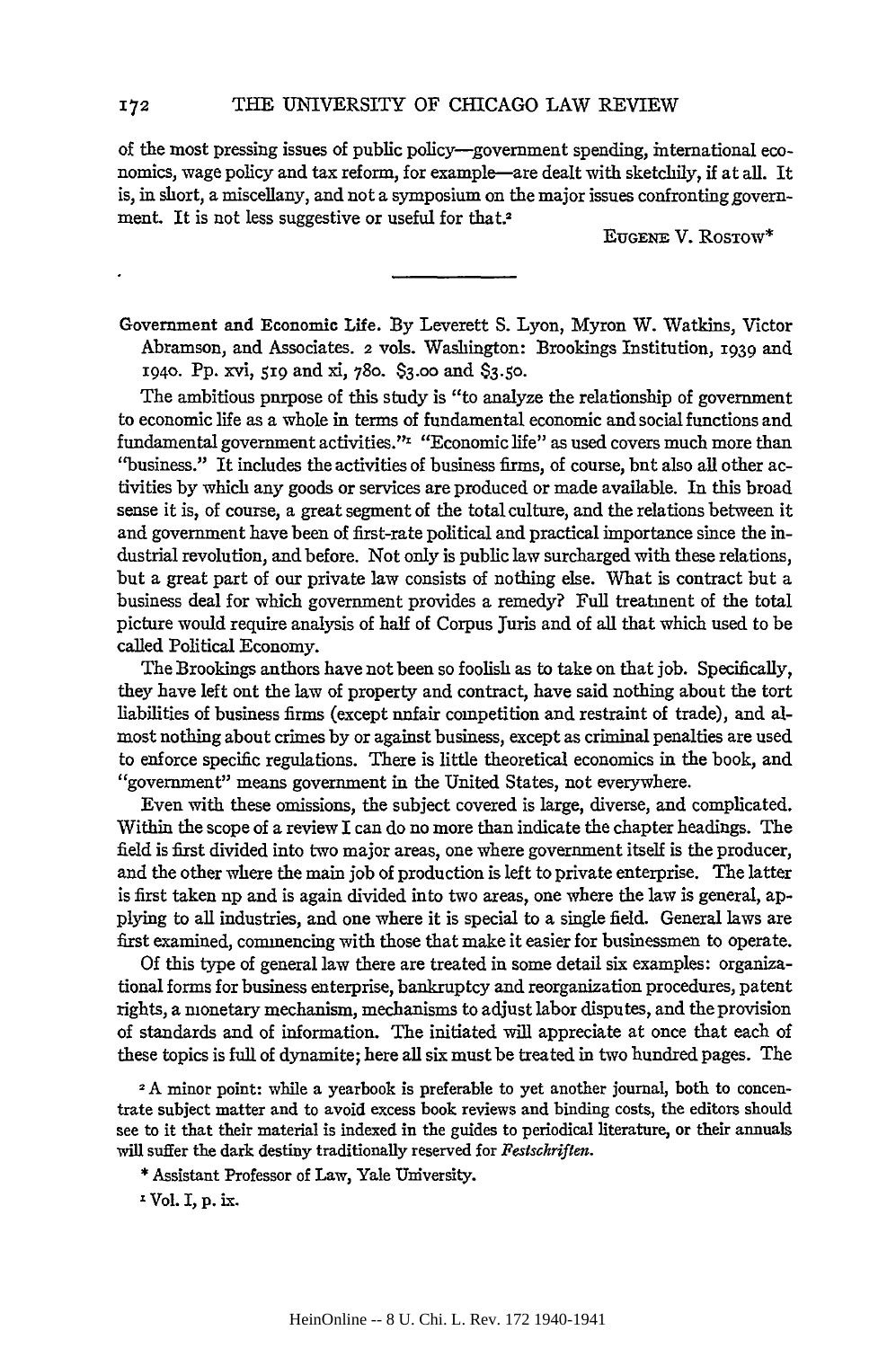of the most pressing issues of public policy—government spending, international economics, wage policy and tax reform, for example—are dealt with sketchily, if at all. It is, in short, a miscellany, and not a symposium on the major issues confronting government. It is not less suggestive or useful for that.[2]

EUGENE V. ROSTOW*

---

**Government and Economic Life.** By Leverett S. Lyon, Myron W. Watkins, Victor Abramson, and Associates. 2 vols. Washington: Brookings Institution, 1939 and 1940. Pp. xvi, 519 and xi, 780. $3.00 and $3.50.

The ambitious purpose of this study is "to analyze the relationship of government to economic life as a whole in terms of fundamental economic and social functions and fundamental government activities."[1] "Economic life" as used covers much more than "business." It includes the activities of business firms, of course, but also all other activities by which any goods or services are produced or made available. In this broad sense it is, of course, a great segment of the total culture, and the relations between it and government have been of first-rate political and practical importance since the industrial revolution, and before. Not only is public law surcharged with these relations, but a great part of our private law consists of nothing else. What is contract but a business deal for which government provides a remedy? Full treatment of the total picture would require analysis of half of Corpus Juris and of all that which used to be called Political Economy.

The Brookings authors have not been so foolish as to take on that job. Specifically, they have left out the law of property and contract, have said nothing about the tort liabilities of business firms (except unfair competition and restraint of trade), and almost nothing about crimes by or against business, except as criminal penalties are used to enforce specific regulations. There is little theoretical economics in the book, and "government" means government in the United States, not everywhere.

Even with these omissions, the subject covered is large, diverse, and complicated. Within the scope of a review I can do no more than indicate the chapter headings. The field is first divided into two major areas, one where government itself is the producer, and the other where the main job of production is left to private enterprise. The latter is first taken up and is again divided into two areas, one where the law is general, applying to all industries, and one where it is special to a single field. General laws are first examined, commencing with those that make it easier for businessmen to operate.

Of this type of general law there are treated in some detail six examples: organizational forms for business enterprise, bankruptcy and reorganization procedures, patent rights, a monetary mechanism, mechanisms to adjust labor disputes, and the provision of standards and of information. The initiated will appreciate at once that each of these topics is full of dynamite; here all six must be treated in two hundred pages. The

[2] A minor point: while a yearbook is preferable to yet another journal, both to concentrate subject matter and to avoid excess book reviews and binding costs, the editors should see to it that their material is indexed in the guides to periodical literature, or their annuals will suffer the dark destiny traditionally reserved for *Festschriften*.

* Assistant Professor of Law, Yale University.

[1] Vol. I, p. ix.